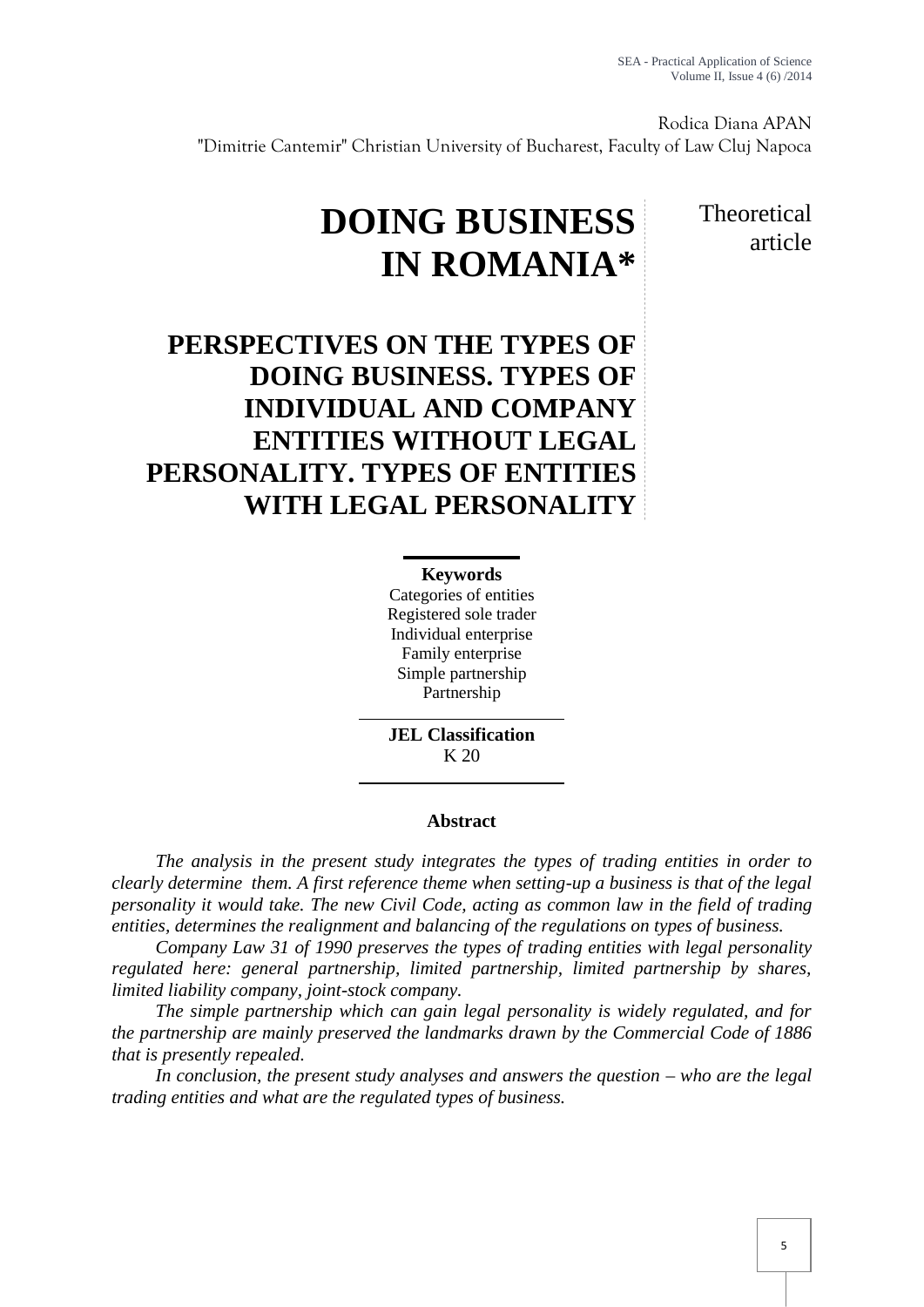Rodica Diana APAN
"Dimitrie Cantemir" Christian University of Bucharest, Faculty of Law Cluj Napoca

# DOING BUSINESS IN ROMANIA*

Theoretical article

## PERSPECTIVES ON THE TYPES OF DOING BUSINESS. TYPES OF INDIVIDUAL AND COMPANY ENTITIES WITHOUT LEGAL PERSONALITY. TYPES OF ENTITIES WITH LEGAL PERSONALITY

**Keywords**
Categories of entities
Registered sole trader
Individual enterprise
Family enterprise
Simple partnership
Partnership

**JEL Classification**
K 20

**Abstract**

*The analysis in the present study integrates the types of trading entities in order to clearly determine them. A first reference theme when setting-up a business is that of the legal personality it would take. The new Civil Code, acting as common law in the field of trading entities, determines the realignment and balancing of the regulations on types of business.*

*Company Law 31 of 1990 preserves the types of trading entities with legal personality regulated here: general partnership, limited partnership, limited partnership by shares, limited liability company, joint-stock company.*

*The simple partnership which can gain legal personality is widely regulated, and for the partnership are mainly preserved the landmarks drawn by the Commercial Code of 1886 that is presently repealed.*

*In conclusion, the present study analyses and answers the question – who are the legal trading entities and what are the regulated types of business.*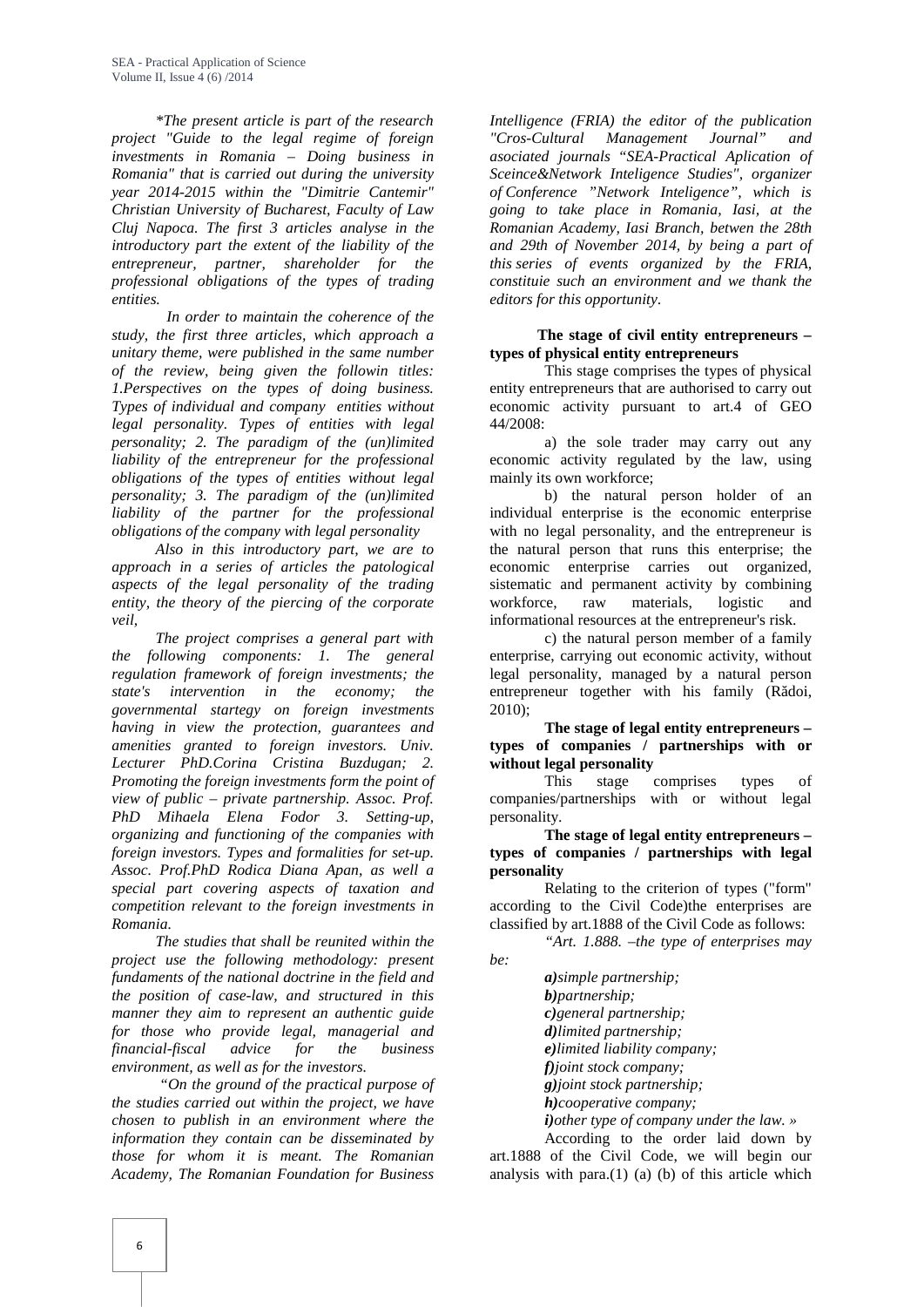*\*The present article is part of the research project "Guide to the legal regime of foreign investments in Romania – Doing business in Romania" that is carried out during the university year 2014-2015 within the "Dimitrie Cantemir" Christian University of Bucharest, Faculty of Law Cluj Napoca. The first 3 articles analyse in the introductory part the extent of the liability of the entrepreneur, partner, shareholder for the professional obligations of the types of trading entities.*

*In order to maintain the coherence of the study, the first three articles, which approach a unitary theme, were published in the same number of the review, being given the followin titles: 1.Perspectives on the types of doing business. Types of individual and company entities without legal personality. Types of entities with legal personality; 2. The paradigm of the (un)limited liability of the entrepreneur for the professional obligations of the types of entities without legal personality; 3. The paradigm of the (un)limited liability of the partner for the professional obligations of the company with legal personality*

*Also in this introductory part, we are to approach in a series of articles the patological aspects of the legal personality of the trading entity, the theory of the piercing of the corporate veil,*

*The project comprises a general part with the following components: 1. The general regulation framework of foreign investments; the state's intervention in the economy; the governmental startegy on foreign investments having in view the protection, guarantees and amenities granted to foreign investors. Univ. Lecturer PhD.Corina Cristina Buzdugan; 2. Promoting the foreign investments form the point of view of public – private partnership. Assoc. Prof. PhD Mihaela Elena Fodor 3. Setting-up, organizing and functioning of the companies with foreign investors. Types and formalities for set-up. Assoc. Prof.PhD Rodica Diana Apan, as well a special part covering aspects of taxation and competition relevant to the foreign investments in Romania.*

*The studies that shall be reunited within the project use the following methodology: present fundaments of the national doctrine in the field and the position of case-law, and structured in this manner they aim to represent an authentic guide for those who provide legal, managerial and financial-fiscal advice for the business environment, as well as for the investors.*

*"On the ground of the practical purpose of the studies carried out within the project, we have chosen to publish in an environment where the information they contain can be disseminated by those for whom it is meant. The Romanian Academy, The Romanian Foundation for Business Intelligence (FRIA) the editor of the publication "Cros-Cultural Management Journal" and asociated journals "SEA-Practical Aplication of Sceince&Network Inteligence Studies", organizer of Conference "Network Inteligence", which is going to take place in Romania, Iasi, at the Romanian Academy, Iasi Branch, betwen the 28th and 29th of November 2014, by being a part of this series of events organized by the FRIA, constituie such an environment and we thank the editors for this opportunity.*

**The stage of civil entity entrepreneurs – types of physical entity entrepreneurs**

This stage comprises the types of physical entity entrepreneurs that are authorised to carry out economic activity pursuant to art.4 of GEO 44/2008:

a) the sole trader may carry out any economic activity regulated by the law, using mainly its own workforce;

b) the natural person holder of an individual enterprise is the economic enterprise with no legal personality, and the entrepreneur is the natural person that runs this enterprise; the economic enterprise carries out organized, sistematic and permanent activity by combining workforce, raw materials, logistic and informational resources at the entrepreneur's risk.

c) the natural person member of a family enterprise, carrying out economic activity, without legal personality, managed by a natural person entrepreneur together with his family (Rădoi, 2010);

**The stage of legal entity entrepreneurs – types of companies / partnerships with or without legal personality**

This stage comprises types of companies/partnerships with or without legal personality.

**The stage of legal entity entrepreneurs – types of companies / partnerships with legal personality**

Relating to the criterion of types ("form" according to the Civil Code)the enterprises are classified by art.1888 of the Civil Code as follows:

*"Art. 1.888. –the type of enterprises may be:*

***a)****simple partnership;*
***b)****partnership;*
***c)****general partnership;*
***d)****limited partnership;*
***e)****limited liability company;*
***f)****joint stock company;*
***g)****joint stock partnership;*
***h)****cooperative company;*
***i)****other type of company under the law. »*

According to the order laid down by art.1888 of the Civil Code, we will begin our analysis with para.(1) (a) (b) of this article which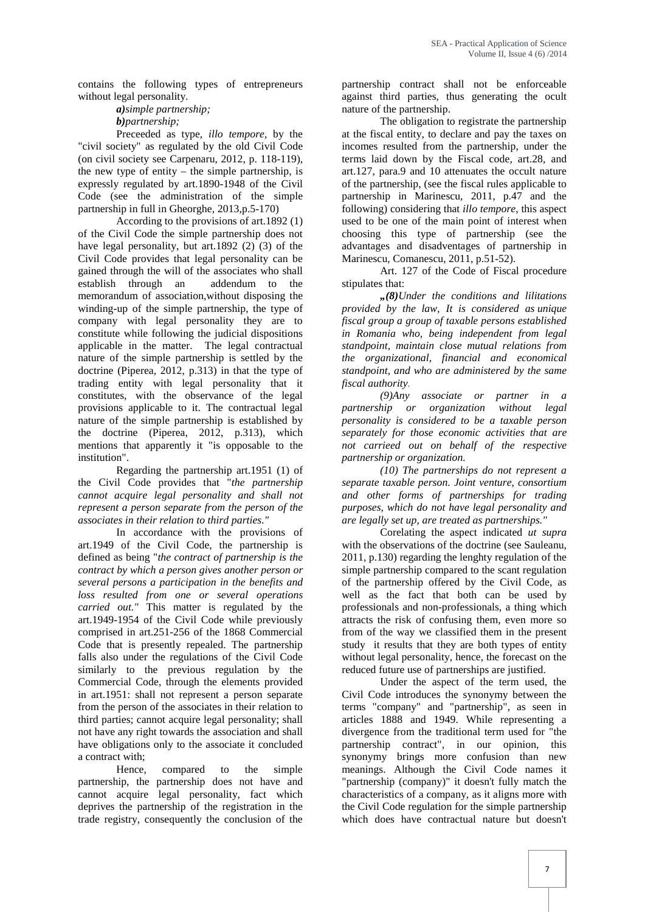contains the following types of entrepreneurs without legal personality.

*a)simple partnership;*

*b)partnership;*

Preceeded as type, *illo tempore*, by the "civil society" as regulated by the old Civil Code (on civil society see Carpenaru, 2012, p. 118-119), the new type of entity – the simple partnership, is expressly regulated by art.1890-1948 of the Civil Code (see the administration of the simple partnership in full in Gheorghe, 2013,p.5-170)

According to the provisions of art.1892 (1) of the Civil Code the simple partnership does not have legal personality, but art.1892 (2) (3) of the Civil Code provides that legal personality can be gained through the will of the associates who shall establish through an addendum to the memorandum of association,without disposing the winding-up of the simple partnership, the type of company with legal personality they are to constitute while following the judicial dispositions applicable in the matter. The legal contractual nature of the simple partnership is settled by the doctrine (Piperea, 2012, p.313) in that the type of trading entity with legal personality that it constitutes, with the observance of the legal provisions applicable to it. The contractual legal nature of the simple partnership is established by the doctrine (Piperea, 2012, p.313), which mentions that apparently it "is opposable to the institution".

Regarding the partnership art.1951 (1) of the Civil Code provides that "*the partnership cannot acquire legal personality and shall not represent a person separate from the person of the associates in their relation to third parties."*

In accordance with the provisions of art.1949 of the Civil Code, the partnership is defined as being "*the contract of partnership is the contract by which a person gives another person or several persons a participation in the benefits and loss resulted from one or several operations carried out."* This matter is regulated by the art.1949-1954 of the Civil Code while previously comprised in art.251-256 of the 1868 Commercial Code that is presently repealed. The partnership falls also under the regulations of the Civil Code similarly to the previous regulation by the Commercial Code, through the elements provided in art.1951: shall not represent a person separate from the person of the associates in their relation to third parties; cannot acquire legal personality; shall not have any right towards the association and shall have obligations only to the associate it concluded a contract with;

Hence, compared to the simple partnership, the partnership does not have and cannot acquire legal personality, fact which deprives the partnership of the registration in the trade registry, consequently the conclusion of the partnership contract shall not be enforceable against third parties, thus generating the ocult nature of the partnership.

The obligation to registrate the partnership at the fiscal entity, to declare and pay the taxes on incomes resulted from the partnership, under the terms laid down by the Fiscal code, art.28, and art.127, para.9 and 10 attenuates the occult nature of the partnership, (see the fiscal rules applicable to partnership in Marinescu, 2011, p.47 and the following) considering that *illo tempore*, this aspect used to be one of the main point of interest when choosing this type of partnership (see the advantages and disadventages of partnership in Marinescu, Comanescu, 2011, p.51-52).

Art. 127 of the Code of Fiscal procedure stipulates that:

*„(8)Under the conditions and lilitations provided by the law, It is considered as unique fiscal group a group of taxable persons established in Romania who, being independent from legal standpoint, maintain close mutual relations from the organizational, financial and economical standpoint, and who are administered by the same fiscal authority.*

*(9)Any associate or partner in a partnership or organization without legal personality is considered to be a taxable person separately for those economic activities that are not carrieed out on behalf of the respective partnership or organization.*

*(10) The partnerships do not represent a separate taxable person. Joint venture, consortium and other forms of partnerships for trading purposes, which do not have legal personality and are legally set up, are treated as partnerships."*

Corelating the aspect indicated *ut supra* with the observations of the doctrine (see Sauleanu, 2011, p.130) regarding the lenghty regulation of the simple partnership compared to the scant regulation of the partnership offered by the Civil Code, as well as the fact that both can be used by professionals and non-professionals, a thing which attracts the risk of confusing them, even more so from of the way we classified them in the present study it results that they are both types of entity without legal personality, hence, the forecast on the reduced future use of partnerships are justified.

Under the aspect of the term used, the Civil Code introduces the synonymy between the terms "company" and "partnership", as seen in articles 1888 and 1949. While representing a divergence from the traditional term used for "the partnership contract", in our opinion, this synonymy brings more confusion than new meanings. Although the Civil Code names it "partnership (company)" it doesn't fully match the characteristics of a company, as it aligns more with the Civil Code regulation for the simple partnership which does have contractual nature but doesn't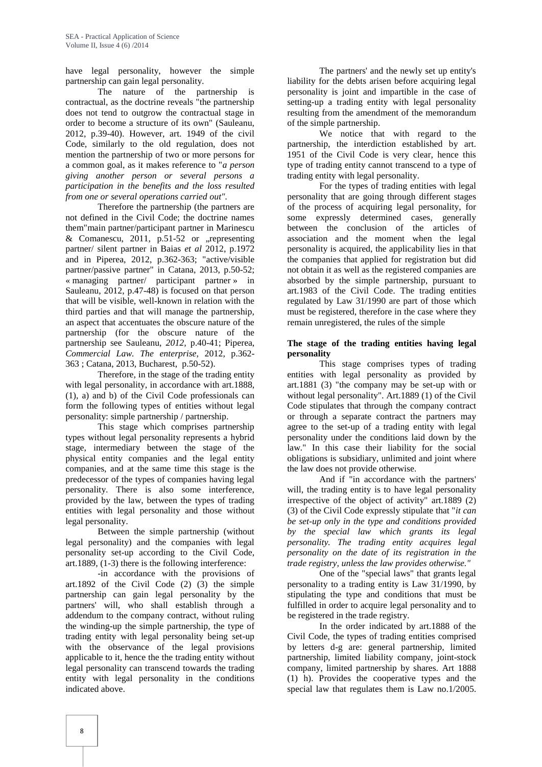have legal personality, however the simple partnership can gain legal personality.

The nature of the partnership is contractual, as the doctrine reveals "the partnership does not tend to outgrow the contractual stage in order to become a structure of its own" (Sauleanu, 2012, p.39-40). However, art. 1949 of the civil Code, similarly to the old regulation, does not mention the partnership of two or more persons for a common goal, as it makes reference to "*a person giving another person or several persons a participation in the benefits and the loss resulted from one or several operations carried out"*.

Therefore the partnership (the partners are not defined in the Civil Code; the doctrine names them"main partner/participant partner in Marinescu & Comanescu, 2011, p.51-52 or „representing partner/ silent partner in Baias *et al* 2012, p.1972 and in Piperea, 2012, p.362-363; "active/visible partner/passive partner" in Catana, 2013, p.50-52; « managing partner/ participant partner » in Sauleanu, 2012, p.47-48) is focused on that person that will be visible, well-known in relation with the third parties and that will manage the partnership, an aspect that accentuates the obscure nature of the partnership (for the obscure nature of the partnership see Sauleanu, *2012,* p.40-41; Piperea, *Commercial Law. The enterprise*, 2012, p.362-363 ; Catana, 2013, Bucharest, p.50-52).

Therefore, in the stage of the trading entity with legal personality, in accordance with art.1888, (1), a) and b) of the Civil Code professionals can form the following types of entities without legal personality: simple partnership / partnership.

This stage which comprises partnership types without legal personality represents a hybrid stage, intermediary between the stage of the physical entity companies and the legal entity companies, and at the same time this stage is the predecessor of the types of companies having legal personality. There is also some interference, provided by the law, between the types of trading entities with legal personality and those without legal personality.

Between the simple partnership (without legal personality) and the companies with legal personality set-up according to the Civil Code, art.1889, (1-3) there is the following interference:

-in accordance with the provisions of art.1892 of the Civil Code (2) (3) the simple partnership can gain legal personality by the partners' will, who shall establish through a addendum to the company contract, without ruling the winding-up the simple partnership, the type of trading entity with legal personality being set-up with the observance of the legal provisions applicable to it, hence the the trading entity without legal personality can transcend towards the trading entity with legal personality in the conditions indicated above.

The partners' and the newly set up entity's liability for the debts arisen before acquiring legal personality is joint and impartible in the case of setting-up a trading entity with legal personality resulting from the amendment of the memorandum of the simple partnership.

We notice that with regard to the partnership, the interdiction established by art. 1951 of the Civil Code is very clear, hence this type of trading entity cannot transcend to a type of trading entity with legal personality.

For the types of trading entities with legal personality that are going through different stages of the process of acquiring legal personality, for some expressly determined cases, generally between the conclusion of the articles of association and the moment when the legal personality is acquired, the applicability lies in that the companies that applied for registration but did not obtain it as well as the registered companies are absorbed by the simple partnership, pursuant to art.1983 of the Civil Code. The trading entities regulated by Law 31/1990 are part of those which must be registered, therefore in the case where they remain unregistered, the rules of the simple

**The stage of the trading entities having legal personality**

This stage comprises types of trading entities with legal personality as provided by art.1881 (3) "the company may be set-up with or without legal personality". Art.1889 (1) of the Civil Code stipulates that through the company contract or through a separate contract the partners may agree to the set-up of a trading entity with legal personality under the conditions laid down by the law." In this case their liability for the social obligations is subsidiary, unlimited and joint where the law does not provide otherwise.

And if "in accordance with the partners' will, the trading entity is to have legal personality irrespective of the object of activity" art.1889 (2) (3) of the Civil Code expressly stipulate that "*it can be set-up only in the type and conditions provided by the special law which grants its legal personality. The trading entity acquires legal personality on the date of its registration in the trade registry, unless the law provides otherwise."*

One of the "special laws" that grants legal personality to a trading entity is Law 31/1990, by stipulating the type and conditions that must be fulfilled in order to acquire legal personality and to be registered in the trade registry.

In the order indicated by art.1888 of the Civil Code, the types of trading entities comprised by letters d-g are: general partnership, limited partnership, limited liability company, joint-stock company, limited partnership by shares. Art 1888 (1) h). Provides the cooperative types and the special law that regulates them is Law no.1/2005.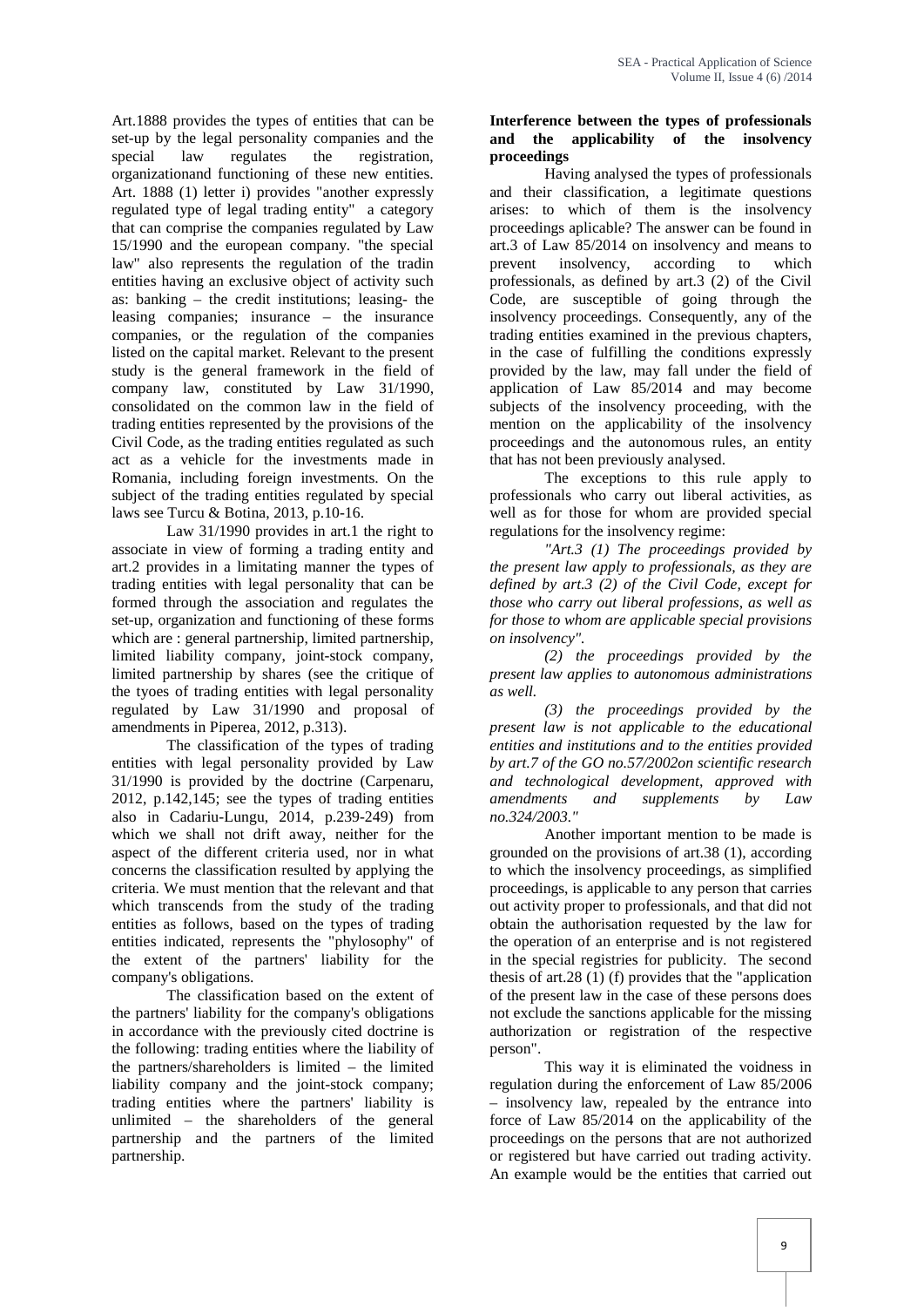Art.1888 provides the types of entities that can be set-up by the legal personality companies and the special law regulates the registration, organizationand functioning of these new entities. Art. 1888 (1) letter i) provides "another expressly regulated type of legal trading entity" a category that can comprise the companies regulated by Law 15/1990 and the european company. "the special law" also represents the regulation of the tradin entities having an exclusive object of activity such as: banking – the credit institutions; leasing- the leasing companies; insurance – the insurance companies, or the regulation of the companies listed on the capital market. Relevant to the present study is the general framework in the field of company law, constituted by Law 31/1990, consolidated on the common law in the field of trading entities represented by the provisions of the Civil Code, as the trading entities regulated as such act as a vehicle for the investments made in Romania, including foreign investments. On the subject of the trading entities regulated by special laws see Turcu & Botina, 2013, p.10-16.

Law 31/1990 provides in art.1 the right to associate in view of forming a trading entity and art.2 provides in a limitating manner the types of trading entities with legal personality that can be formed through the association and regulates the set-up, organization and functioning of these forms which are : general partnership, limited partnership, limited liability company, joint-stock company, limited partnership by shares (see the critique of the tyoes of trading entities with legal personality regulated by Law 31/1990 and proposal of amendments in Piperea, 2012, p.313).

The classification of the types of trading entities with legal personality provided by Law 31/1990 is provided by the doctrine (Carpenaru, 2012, p.142,145; see the types of trading entities also in Cadariu-Lungu, 2014, p.239-249) from which we shall not drift away, neither for the aspect of the different criteria used, nor in what concerns the classification resulted by applying the criteria. We must mention that the relevant and that which transcends from the study of the trading entities as follows, based on the types of trading entities indicated, represents the "phylosophy" of the extent of the partners' liability for the company's obligations.

The classification based on the extent of the partners' liability for the company's obligations in accordance with the previously cited doctrine is the following: trading entities where the liability of the partners/shareholders is limited – the limited liability company and the joint-stock company; trading entities where the partners' liability is unlimited – the shareholders of the general partnership and the partners of the limited partnership.

**Interference between the types of professionals and the applicability of the insolvency proceedings**

Having analysed the types of professionals and their classification, a legitimate questions arises: to which of them is the insolvency proceedings aplicable? The answer can be found in art.3 of Law 85/2014 on insolvency and means to prevent insolvency, according to which professionals, as defined by art.3 (2) of the Civil Code, are susceptible of going through the insolvency proceedings. Consequently, any of the trading entities examined in the previous chapters, in the case of fulfilling the conditions expressly provided by the law, may fall under the field of application of Law 85/2014 and may become subjects of the insolvency proceeding, with the mention on the applicability of the insolvency proceedings and the autonomous rules, an entity that has not been previously analysed.

The exceptions to this rule apply to professionals who carry out liberal activities, as well as for those for whom are provided special regulations for the insolvency regime:

*"Art.3 (1) The proceedings provided by the present law apply to professionals, as they are defined by art.3 (2) of the Civil Code, except for those who carry out liberal professions, as well as for those to whom are applicable special provisions on insolvency".*

*(2) the proceedings provided by the present law applies to autonomous administrations as well.*

*(3) the proceedings provided by the present law is not applicable to the educational entities and institutions and to the entities provided by art.7 of the GO no.57/2002on scientific research and technological development, approved with amendments and supplements by Law no.324/2003."*

Another important mention to be made is grounded on the provisions of art.38 (1), according to which the insolvency proceedings, as simplified proceedings, is applicable to any person that carries out activity proper to professionals, and that did not obtain the authorisation requested by the law for the operation of an enterprise and is not registered in the special registries for publicity. The second thesis of art.28 (1) (f) provides that the "application of the present law in the case of these persons does not exclude the sanctions applicable for the missing authorization or registration of the respective person".

This way it is eliminated the voidness in regulation during the enforcement of Law 85/2006 – insolvency law, repealed by the entrance into force of Law 85/2014 on the applicability of the proceedings on the persons that are not authorized or registered but have carried out trading activity. An example would be the entities that carried out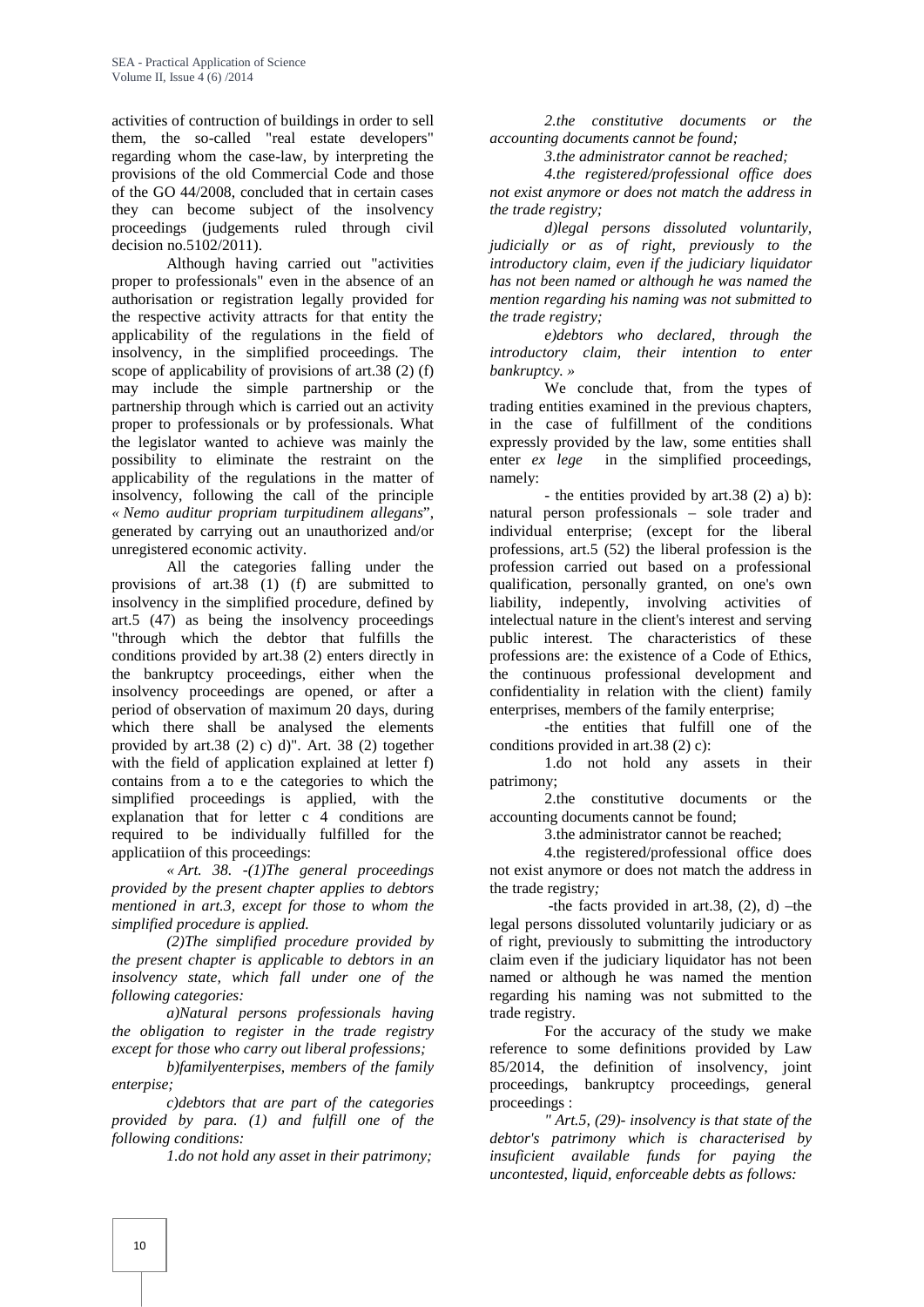activities of contruction of buildings in order to sell them, the so-called "real estate developers" regarding whom the case-law, by interpreting the provisions of the old Commercial Code and those of the GO 44/2008, concluded that in certain cases they can become subject of the insolvency proceedings (judgements ruled through civil decision no.5102/2011).

Although having carried out "activities proper to professionals" even in the absence of an authorisation or registration legally provided for the respective activity attracts for that entity the applicability of the regulations in the field of insolvency, in the simplified proceedings. The scope of applicability of provisions of art.38 (2) (f) may include the simple partnership or the partnership through which is carried out an activity proper to professionals or by professionals. What the legislator wanted to achieve was mainly the possibility to eliminate the restraint on the applicability of the regulations in the matter of insolvency, following the call of the principle *« Nemo auditur propriam turpitudinem allegans*", generated by carrying out an unauthorized and/or unregistered economic activity.

All the categories falling under the provisions of art.38 (1) (f) are submitted to insolvency in the simplified procedure, defined by art.5 (47) as being the insolvency proceedings "through which the debtor that fulfills the conditions provided by art.38 (2) enters directly in the bankruptcy proceedings, either when the insolvency proceedings are opened, or after a period of observation of maximum 20 days, during which there shall be analysed the elements provided by art.38 (2) c) d)". Art. 38 (2) together with the field of application explained at letter f) contains from a to e the categories to which the simplified proceedings is applied, with the explanation that for letter c 4 conditions are required to be individually fulfilled for the applicatiion of this proceedings:

*« Art. 38. -(1)The general proceedings provided by the present chapter applies to debtors mentioned in art.3, except for those to whom the simplified procedure is applied.*

*(2)The simplified procedure provided by the present chapter is applicable to debtors in an insolvency state, which fall under one of the following categories:*

*a)Natural persons professionals having the obligation to register in the trade registry except for those who carry out liberal professions;*

*b)familyenterpises, members of the family enterprise;*

*c)debtors that are part of the categories provided by para. (1) and fulfill one of the following conditions:*

*1.do not hold any asset in their patrimony;*

*2.the constitutive documents or the accounting documents cannot be found;*

*3.the administrator cannot be reached;*

*4.the registered/professional office does not exist anymore or does not match the address in the trade registry;*

*d)legal persons dissoluted voluntarily, judicially or as of right, previously to the introductory claim, even if the judiciary liquidator has not been named or although he was named the mention regarding his naming was not submitted to the trade registry;*

*e)debtors who declared, through the introductory claim, their intention to enter bankruptcy. »*

We conclude that, from the types of trading entities examined in the previous chapters, in the case of fulfillment of the conditions expressly provided by the law, some entities shall enter *ex lege* in the simplified proceedings, namely:

- the entities provided by art.38 (2) a) b): natural person professionals – sole trader and individual enterprise; (except for the liberal professions, art.5 (52) the liberal profession is the profession carried out based on a professional qualification, personally granted, on one's own liability, indepently, involving activities of intelectual nature in the client's interest and serving public interest. The characteristics of these professions are: the existence of a Code of Ethics, the continuous professional development and confidentiality in relation with the client) family enterprises, members of the family enterprise;

-the entities that fulfill one of the conditions provided in art.38 (2) c):

1.do not hold any assets in their patrimony;

2.the constitutive documents or the accounting documents cannot be found;

3.the administrator cannot be reached;

4.the registered/professional office does not exist anymore or does not match the address in the trade registry*;*

-the facts provided in art.38, (2), d) –the legal persons dissoluted voluntarily judiciary or as of right, previously to submitting the introductory claim even if the judiciary liquidator has not been named or although he was named the mention regarding his naming was not submitted to the trade registry.

For the accuracy of the study we make reference to some definitions provided by Law 85/2014, the definition of insolvency, joint proceedings, bankruptcy proceedings, general proceedings :

*" Art.5, (29)- insolvency is that state of the debtor's patrimony which is characterised by insuficient available funds for paying the uncontested, liquid, enforceable debts as follows:*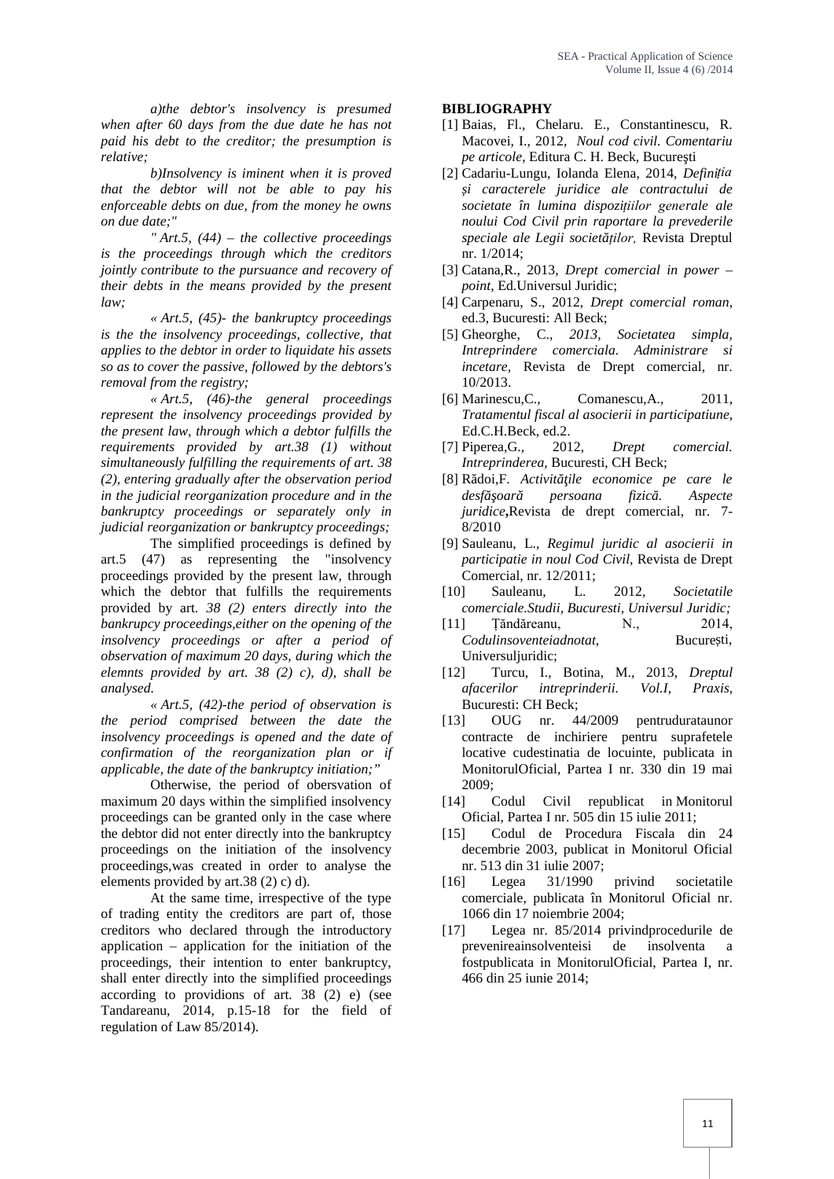*a)the debtor's insolvency is presumed when after 60 days from the due date he has not paid his debt to the creditor; the presumption is relative;*

*b)Insolvency is iminent when it is proved that the debtor will not be able to pay his enforceable debts on due, from the money he owns on due date;"*

*" Art.5, (44) – the collective proceedings is the proceedings through which the creditors jointly contribute to the pursuance and recovery of their debts in the means provided by the present law;*

*« Art.5, (45)- the bankruptcy proceedings is the the insolvency proceedings, collective, that applies to the debtor in order to liquidate his assets so as to cover the passive, followed by the debtors's removal from the registry;*

*« Art.5, (46)-the general proceedings represent the insolvency proceedings provided by the present law, through which a debtor fulfills the requirements provided by art.38 (1) without simultaneously fulfilling the requirements of art. 38 (2), entering gradually after the observation period in the judicial reorganization procedure and in the bankruptcy proceedings or separately only in judicial reorganization or bankruptcy proceedings;*

The simplified proceedings is defined by art.5 (47) as representing the "insolvency proceedings provided by the present law, through which the debtor that fulfills the requirements provided by art. *38 (2) enters directly into the bankrupcy proceedings,either on the opening of the insolvency proceedings or after a period of observation of maximum 20 days, during which the elemnts provided by art. 38 (2) c), d), shall be analysed.*

*« Art.5, (42)-the period of observation is the period comprised between the date the insolvency proceedings is opened and the date of confirmation of the reorganization plan or if applicable, the date of the bankruptcy initiation;"*

Otherwise, the period of obersvation of maximum 20 days within the simplified insolvency proceedings can be granted only in the case where the debtor did not enter directly into the bankruptcy proceedings on the initiation of the insolvency proceedings,was created in order to analyse the elements provided by art.38 (2) c) d).

At the same time, irrespective of the type of trading entity the creditors are part of, those creditors who declared through the introductory application – application for the initiation of the proceedings, their intention to enter bankruptcy, shall enter directly into the simplified proceedings according to providions of art. 38 (2) e) (see Tandareanu, 2014, p.15-18 for the field of regulation of Law 85/2014).

## BIBLIOGRAPHY

[1] Baias, Fl., Chelaru. E., Constantinescu, R. Macovei, I., 2012, *Noul cod civil. Comentariu pe articole*, Editura C. H. Beck, Bucureşti

[2] Cadariu-Lungu, Iolanda Elena, 2014, *Definiția și caracterele juridice ale contractului de societate în lumina dispozițiilor generale ale noului Cod Civil prin raportare la prevederile speciale ale Legii societăților,* Revista Dreptul nr. 1/2014;

[3] Catana,R., 2013, *Drept comercial in power – point*, Ed.Universul Juridic;

[4] Carpenaru, S., 2012, *Drept comercial roman*, ed.3, Bucuresti: All Beck;

[5] Gheorghe, C., *2013, Societatea simpla, Intreprindere comerciala. Administrare si incetare,* Revista de Drept comercial, nr. 10/2013.

[6] Marinescu,C., Comanescu,A., 2011, *Tratamentul fiscal al asocierii in participatiune*, Ed.C.H.Beck, ed.2.

[7] Piperea,G., 2012, *Drept comercial. Intreprinderea,* Bucuresti, CH Beck;

[8] Rădoi,F. *Activităţile economice pe care le desfăşoară persoana fizică. Aspecte juridice***,**Revista de drept comercial, nr. 7-8/2010

[9] Sauleanu, L., *Regimul juridic al asocierii in participatie in noul Cod Civil*, Revista de Drept Comercial, nr. 12/2011;

[10] Sauleanu, L. 2012, *Societatile comerciale.Studii, Bucuresti, Universul Juridic;*

[11] Ţăndăreanu, N., 2014, *Codulinsoventeiadnotat,* București, Universuljuridic;

[12] Turcu, I., Botina, M., 2013, *Dreptul afacerilor intreprinderii. Vol.I, Praxis*, Bucuresti: CH Beck;

[13] OUG nr. 44/2009 pentrudurataunor contracte de inchiriere pentru suprafetele locative cudestinatia de locuinte, publicata in MonitorulOficial, Partea I nr. 330 din 19 mai 2009;

[14] Codul Civil republicat in Monitorul Oficial, Partea I nr. 505 din 15 iulie 2011;

[15] Codul de Procedura Fiscala din 24 decembrie 2003, publicat in Monitorul Oficial nr. 513 din 31 iulie 2007;

[16] Legea 31/1990 privind societatile comerciale, publicata în Monitorul Oficial nr. 1066 din 17 noiembrie 2004;

[17] Legea nr. 85/2014 privindprocedurile de prevenireainsolventeisi de insolventa a fostpublicata in MonitorulOficial, Partea I, nr. 466 din 25 iunie 2014;